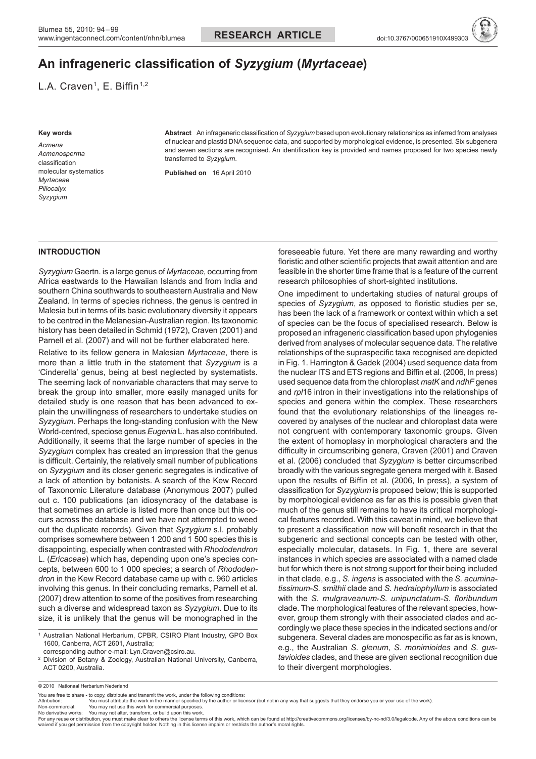# An infrageneric classification of *Syzygium* (*Myrtaceae*)

L.A. Craven[1], E. Biffin[1,2]

**Key words**

*Acmena*
*Acmenosperma*
classification
molecular systematics
*Myrtaceae*
*Piliocalyx*
*Syzygium*

**Abstract** An infrageneric classification of *Syzygium* based upon evolutionary relationships as inferred from analyses of nuclear and plastid DNA sequence data, and supported by morphological evidence, is presented. Six subgenera and seven sections are recognised. An identification key is provided and names proposed for two species newly transferred to *Syzygium*.

**Published on** 16 April 2010

## INTRODUCTION

*Syzygium* Gaertn. is a large genus of *Myrtaceae*, occurring from Africa eastwards to the Hawaiian Islands and from India and southern China southwards to southeastern Australia and New Zealand. In terms of species richness, the genus is centred in Malesia but in terms of its basic evolutionary diversity it appears to be centred in the Melanesian-Australian region. Its taxonomic history has been detailed in Schmid (1972), Craven (2001) and Parnell et al. (2007) and will not be further elaborated here.

Relative to its fellow genera in Malesian *Myrtaceae*, there is more than a little truth in the statement that *Syzygium* is a 'Cinderella' genus, being at best neglected by systematists. The seeming lack of nonvariable characters that may serve to break the group into smaller, more easily managed units for detailed study is one reason that has been advanced to explain the unwillingness of researchers to undertake studies on *Syzygium*. Perhaps the long-standing confusion with the New World-centred, speciose genus *Eugenia* L. has also contributed. Additionally, it seems that the large number of species in the *Syzygium* complex has created an impression that the genus is difficult. Certainly, the relatively small number of publications on *Syzygium* and its closer generic segregates is indicative of a lack of attention by botanists. A search of the Kew Record of Taxonomic Literature database (Anonymous 2007) pulled out c. 100 publications (an idiosyncracy of the database is that sometimes an article is listed more than once but this occurs across the database and we have not attempted to weed out the duplicate records). Given that *Syzygium* s.l. probably comprises somewhere between 1 200 and 1 500 species this is disappointing, especially when contrasted with *Rhododendron* L. (*Ericaceae*) which has, depending upon one's species concepts, between 600 to 1 000 species; a search of *Rhododendron* in the Kew Record database came up with c. 960 articles involving this genus. In their concluding remarks, Parnell et al. (2007) drew attention to some of the positives from researching such a diverse and widespread taxon as *Syzygium*. Due to its size, it is unlikely that the genus will be monographed in the foreseeable future. Yet there are many rewarding and worthy floristic and other scientific projects that await attention and are feasible in the shorter time frame that is a feature of the current research philosophies of short-sighted institutions.

One impediment to undertaking studies of natural groups of species of *Syzygium*, as opposed to floristic studies per se, has been the lack of a framework or context within which a set of species can be the focus of specialised research. Below is proposed an infrageneric classification based upon phylogenies derived from analyses of molecular sequence data. The relative relationships of the supraspecific taxa recognised are depicted in Fig. 1. Harrington & Gadek (2004) used sequence data from the nuclear ITS and ETS regions and Biffin et al. (2006, In press) used sequence data from the chloroplast *matK* and *ndhF* genes and *rpl*16 intron in their investigations into the relationships of species and genera within the complex. These researchers found that the evolutionary relationships of the lineages recovered by analyses of the nuclear and chloroplast data were not congruent with contemporary taxonomic groups. Given the extent of homoplasy in morphological characters and the difficulty in circumscribing genera, Craven (2001) and Craven et al. (2006) concluded that *Syzygium* is better circumscribed broadly with the various segregate genera merged with it. Based upon the results of Biffin et al. (2006, In press), a system of classification for *Syzygium* is proposed below; this is supported by morphological evidence as far as this is possible given that much of the genus still remains to have its critical morphological features recorded. With this caveat in mind, we believe that to present a classification now will benefit research in that the subgeneric and sectional concepts can be tested with other, especially molecular, datasets. In Fig. 1, there are several instances in which species are associated with a named clade but for which there is not strong support for their being included in that clade, e.g., *S. ingens* is associated with the *S. acuminatissimum*-*S. smithii* clade and *S. hedraiophyllum* is associated with the *S. mulgraveanum*-*S. unipunctatum*-*S. floribundum* clade. The morphological features of the relevant species, however, group them strongly with their associated clades and accordingly we place these species in the indicated sections and/or subgenera. Several clades are monospecific as far as is known, e.g., the Australian *S. glenum*, *S. monimioides* and *S. gustavioides* clades, and these are given sectional recognition due to their divergent morphologies.

[1] Australian National Herbarium, CPBR, CSIRO Plant Industry, GPO Box 1600, Canberra, ACT 2601, Australia;
corresponding author e-mail: Lyn.Craven@csiro.au.

[2] Division of Botany & Zoology, Australian National University, Canberra, ACT 0200, Australia.

© 2010 Nationaal Herbarium Nederland

You are free to share - to copy, distribute and transmit the work, under the following conditions:
Attribution: You must attribute the work in the manner specified by the author or licensor (but not in any way that suggests that they endorse you or your use of the work).
Non-commercial: You may not use this work for commercial purposes.
No derivative works: You may not alter, transform, or build upon this work.
For any reuse or distribution, you must make clear to others the license terms of this work, which can be found at http://creativecommons.org/licenses/by-nc-nd/3.0/legalcode. Any of the above conditions can be waived if you get permission from the copyright holder. Nothing in this license impairs or restricts the author's moral rights.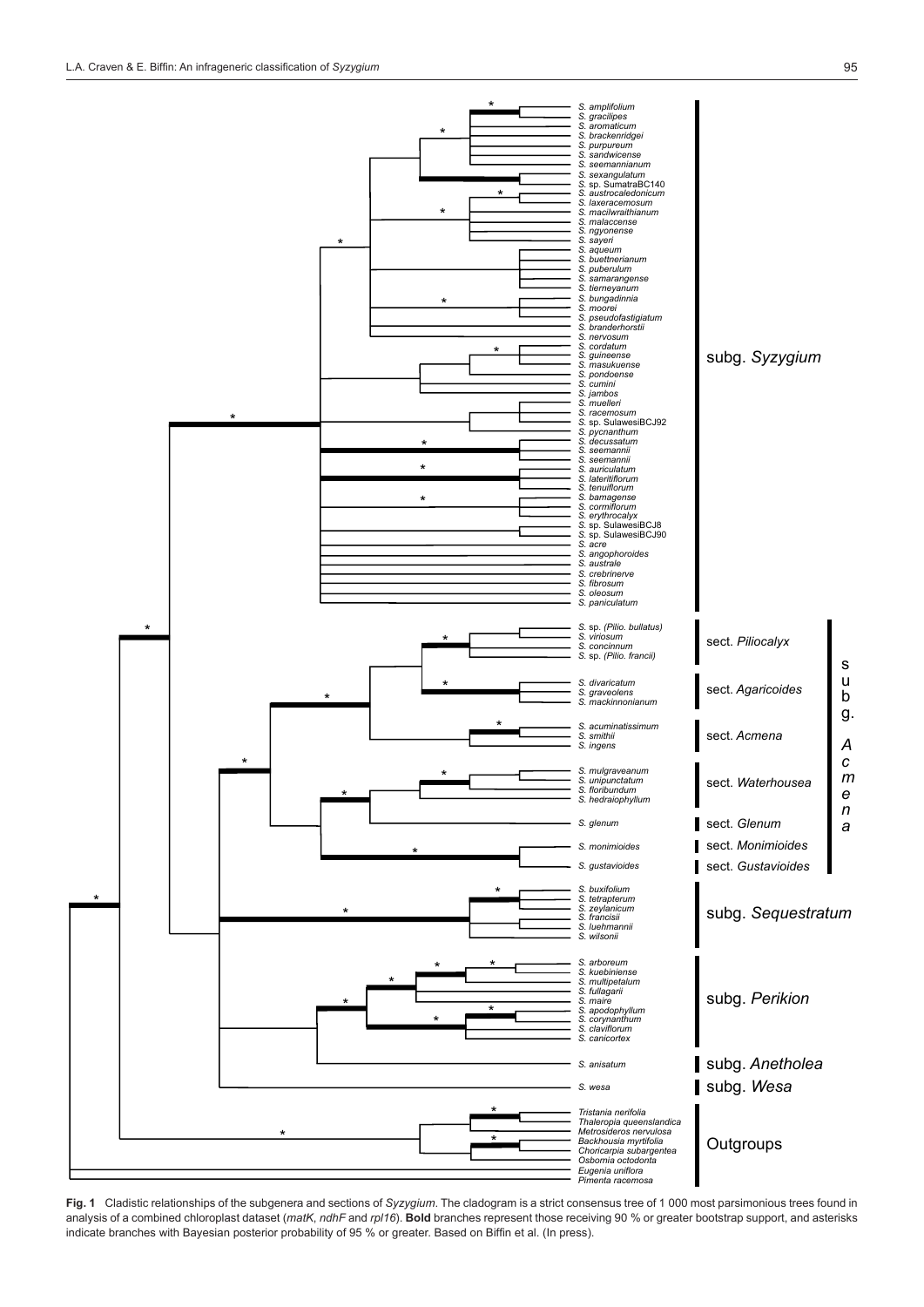*S. amplifolium*
*S. gracilipes*
*S. aromaticum*
*S. brackenridgei*
*S. purpureum*
*S. sandwicense*
*S. seemannianum*
*S. sexangulatum*
*S.* sp. SumatraBC140
*S. austrocaledonicum*
*S. laxeracemosum*
*S. macilwraithianum*
*S. malaccense*
*S. ngyonense*
*S. sayeri*
*S. aqueum*
*S. buettnerianum*
*S. puberulum*
*S. samarangense*
*S. tierneyanum*
*S. bungadinnia*
*S. moorei*
*S. pseudofastigiatum*
*S. branderhorstii*
*S. nervosum*
*S. cordatum*
*S. guineense*
*S. masukuense*
*S. pondoense*
*S. cumini*
*S. jambos*
*S. muelleri*
*S. racemosum*
*S.* sp. SulawesiBCJ92
*S. pycnanthum*
*S. decussatum*
*S. seemannii*
*S. seemannii*
*S. auriculatum*
*S. lateritiflorum*
*S. tenuiflorum*
*S. bamagense*
*S. cormiflorum*
*S. erythrocalyx*
*S.* sp. SulawesiBCJ8
*S.* sp. SulawesiBCJ90
*S. acre*
*S. angophoroides*
*S. australe*
*S. crebrinerve*
*S. fibrosum*
*S. oleosum*
*S. paniculatum*

subg. *Syzygium*

*S.* sp. *(Pilio. bullatus)*
*S. viriosum*
*S. concinnum*
*S.* sp. *(Pilio. francii)*

sect. *Piliocalyx*

*S. divaricatum*
*S. graveolens*
*S. mackinnonianum*

sect. *Agaricoides*

*S. acuminatissimum*
*S. smithii*
*S. ingens*

sect. *Acmena*

*S. mulgraveanum*
*S. unipunctatum*
*S. floribundum*
*S. hedraiophyllum*

sect. *Waterhousea*

*S. glenum*

sect. *Glenum*

*S. monimioides*

sect. *Monimioides*

*S. gustavioides*

sect. *Gustavioides*

subg. *Acmena*

*S. buxifolium*
*S. tetrapterum*
*S. zeylanicum*
*S. francisii*
*S. luehmannii*
*S. wilsonii*

subg. *Sequestratum*

*S. arboreum*
*S. kuebiniense*
*S. multipetalum*
*S. fullagarii*
*S. maire*
*S. apodophyllum*
*S. corynanthum*
*S. claviflorum*
*S. canicortex*

subg. *Perikion*

*S. anisatum*

subg. *Anetholea*

*S. wesa*

subg. *Wesa*

*Tristania nerifolia*
*Thaleropia queenslandica*
*Metrosideros nervulosa*
*Backhousia myrtifolia*
*Choricarpia subargentea*
*Osbornia octodonta*
*Eugenia uniflora*
*Pimenta racemosa*

Outgroups

**Fig. 1** Cladistic relationships of the subgenera and sections of *Syzygium*. The cladogram is a strict consensus tree of 1 000 most parsimonious trees found in analysis of a combined chloroplast dataset (*matK*, *ndhF* and *rpl16*). **Bold** branches represent those receiving 90 % or greater bootstrap support, and asterisks indicate branches with Bayesian posterior probability of 95 % or greater. Based on Biffin et al. (In press).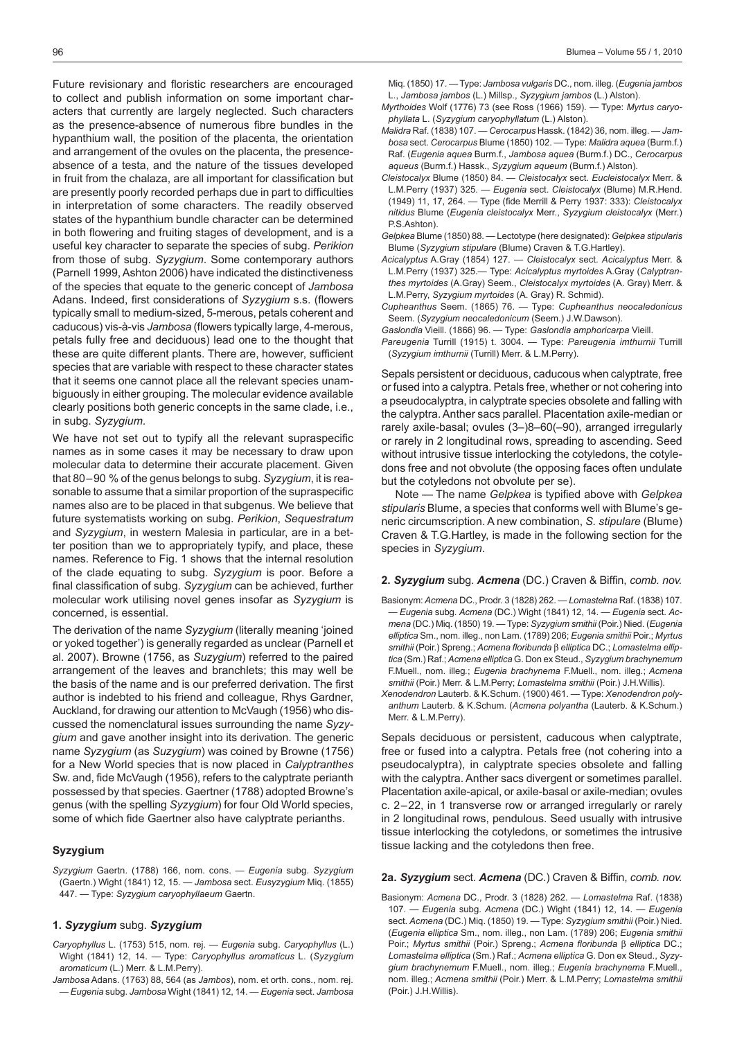Future revisionary and floristic researchers are encouraged to collect and publish information on some important characters that currently are largely neglected. Such characters as the presence-absence of numerous fibre bundles in the hypanthium wall, the position of the placenta, the orientation and arrangement of the ovules on the placenta, the presence-absence of a testa, and the nature of the tissues developed in fruit from the chalaza, are all important for classification but are presently poorly recorded perhaps due in part to difficulties in interpretation of some characters. The readily observed states of the hypanthium bundle character can be determined in both flowering and fruiting stages of development, and is a useful key character to separate the species of subg. *Perikion* from those of subg. *Syzygium*. Some contemporary authors (Parnell 1999, Ashton 2006) have indicated the distinctiveness of the species that equate to the generic concept of *Jambosa* Adans. Indeed, first considerations of *Syzygium* s.s. (flowers typically small to medium-sized, 5-merous, petals coherent and caducous) vis-à-vis *Jambosa* (flowers typically large, 4-merous, petals fully free and deciduous) lead one to the thought that these are quite different plants. There are, however, sufficient species that are variable with respect to these character states that it seems one cannot place all the relevant species unambiguously in either grouping. The molecular evidence available clearly positions both generic concepts in the same clade, i.e., in subg. *Syzygium*.

We have not set out to typify all the relevant supraspecific names as in some cases it may be necessary to draw upon molecular data to determine their accurate placement. Given that 80–90 % of the genus belongs to subg. *Syzygium*, it is reasonable to assume that a similar proportion of the supraspecific names also are to be placed in that subgenus. We believe that future systematists working on subg. *Perikion*, *Sequestratum* and *Syzygium*, in western Malesia in particular, are in a better position than we to appropriately typify, and place, these names. Reference to Fig. 1 shows that the internal resolution of the clade equating to subg. *Syzygium* is poor. Before a final classification of subg. *Syzygium* can be achieved, further molecular work utilising novel genes insofar as *Syzygium* is concerned, is essential.

The derivation of the name *Syzygium* (literally meaning 'joined or yoked together') is generally regarded as unclear (Parnell et al. 2007). Browne (1756, as *Suzygium*) referred to the paired arrangement of the leaves and branchlets; this may well be the basis of the name and is our preferred derivation. The first author is indebted to his friend and colleague, Rhys Gardner, Auckland, for drawing our attention to McVaugh (1956) who discussed the nomenclatural issues surrounding the name *Syzygium* and gave another insight into its derivation. The generic name *Syzygium* (as *Suzygium*) was coined by Browne (1756) for a New World species that is now placed in *Calyptranthes* Sw. and, fide McVaugh (1956), refers to the calyptrate perianth possessed by that species. Gaertner (1788) adopted Browne's genus (with the spelling *Syzygium*) for four Old World species, some of which fide Gaertner also have calyptrate perianths.

### Syzygium

*Syzygium* Gaertn. (1788) 166, nom. cons. — *Eugenia* subg. *Syzygium* (Gaertn.) Wight (1841) 12, 15. — *Jambosa* sect. *Eusyzygium* Miq. (1855) 447. — Type: *Syzygium caryophyllaeum* Gaertn.

### 1. *Syzygium* subg. *Syzygium*

*Caryophyllus* L. (1753) 515, nom. rej. — *Eugenia* subg. *Caryophyllus* (L.) Wight (1841) 12, 14. — Type: *Caryophyllus aromaticus* L. (*Syzygium aromaticum* (L.) Merr. & L.M.Perry).

*Jambosa* Adans. (1763) 88, 564 (as *Jambos*), nom. et orth. cons., nom. rej. — *Eugenia* subg. *Jambosa* Wight (1841) 12, 14. — *Eugenia* sect. *Jambosa* Miq. (1850) 17. — Type: *Jambosa vulgaris* DC., nom. illeg. (*Eugenia jambos* L., *Jambosa jambos* (L.) Millsp., *Syzygium jambos* (L.) Alston).

*Myrthoides* Wolf (1776) 73 (see Ross (1966) 159). — Type: *Myrtus caryophyllata* L. (*Syzygium caryophyllatum* (L.) Alston).

*Malidra* Raf. (1838) 107. — *Cerocarpus* Hassk. (1842) 36, nom. illeg. — *Jambosa* sect. *Cerocarpus* Blume (1850) 102. — Type: *Malidra aquea* (Burm.f.) Raf. (*Eugenia aquea* Burm.f., *Jambosa aquea* (Burm.f.) DC., *Cerocarpus aqueus* (Burm.f.) Hassk., *Syzygium aqueum* (Burm.f.) Alston).

*Cleistocalyx* Blume (1850) 84. — *Cleistocalyx* sect. *Eucleistocalyx* Merr. & L.M.Perry (1937) 325. — *Eugenia* sect. *Cleistocalyx* (Blume) M.R.Hend. (1949) 11, 17, 264. — Type (fide Merrill & Perry 1937: 333): *Cleistocalyx nitidus* Blume (*Eugenia cleistocalyx* Merr., *Syzygium cleistocalyx* (Merr.) P.S.Ashton).

*Gelpkea* Blume (1850) 88. — Lectotype (here designated): *Gelpkea stipularis* Blume (*Syzygium stipulare* (Blume) Craven & T.G.Hartley).

*Acicalyptus* A.Gray (1854) 127. — *Cleistocalyx* sect. *Acicalyptus* Merr. & L.M.Perry (1937) 325.— Type: *Acicalyptus myrtoides* A.Gray (*Calyptranthes myrtoides* (A.Gray) Seem., *Cleistocalyx myrtoides* (A. Gray) Merr. & L.M.Perry, *Syzygium myrtoides* (A. Gray) R. Schmid).

*Cupheanthus* Seem. (1865) 76. — Type: *Cupheanthus neocaledonicus* Seem. (*Syzygium neocaledonicum* (Seem.) J.W.Dawson).

*Gaslondia* Vieill. (1866) 96. — Type: *Gaslondia amphoricarpa* Vieill.

*Pareugenia* Turrill (1915) t. 3004. — Type: *Pareugenia imthurnii* Turrill (*Syzygium imthurnii* (Turrill) Merr. & L.M.Perry).

Sepals persistent or deciduous, caducous when calyptrate, free or fused into a calyptra. Petals free, whether or not cohering into a pseudocalyptra, in calyptrate species obsolete and falling with the calyptra. Anther sacs parallel. Placentation axile-median or rarely axile-basal; ovules (3–)8–60(–90), arranged irregularly or rarely in 2 longitudinal rows, spreading to ascending. Seed without intrusive tissue interlocking the cotyledons, the cotyledons free and not obvolute (the opposing faces often undulate but the cotyledons not obvolute per se).

Note — The name *Gelpkea* is typified above with *Gelpkea stipularis* Blume, a species that conforms well with Blume's generic circumscription. A new combination, *S. stipulare* (Blume) Craven & T.G.Hartley, is made in the following section for the species in *Syzygium*.

### 2. *Syzygium* subg. *Acmena* (DC.) Craven & Biffin, *comb. nov.*

Basionym: *Acmena* DC., Prodr. 3 (1828) 262. — *Lomastelma* Raf. (1838) 107. — *Eugenia* subg. *Acmena* (DC.) Wight (1841) 12, 14. — *Eugenia* sect. *Acmena* (DC.) Miq. (1850) 19. — Type: *Syzygium smithii* (Poir.) Nied. (*Eugenia elliptica* Sm., nom. illeg., non Lam. (1789) 206; *Eugenia smithii* Poir.; *Myrtus smithii* (Poir.) Spreng.; *Acmena floribunda* β *elliptica* DC.; *Lomastelma elliptica* (Sm.) Raf.; *Acmena elliptica* G. Don ex Steud., *Syzygium brachynemum* F.Muell., nom. illeg.; *Eugenia brachynema* F.Muell., nom. illeg.; *Acmena smithii* (Poir.) Merr. & L.M.Perry; *Lomastelma smithii* (Poir.) J.H.Willis).

*Xenodendron* Lauterb. & K.Schum. (1900) 461. — Type: *Xenodendron polyanthum* Lauterb. & K.Schum. (*Acmena polyantha* (Lauterb. & K.Schum.) Merr. & L.M.Perry).

Sepals deciduous or persistent, caducous when calyptrate, free or fused into a calyptra. Petals free (not cohering into a pseudocalyptra), in calyptrate species obsolete and falling with the calyptra. Anther sacs divergent or sometimes parallel. Placentation axile-apical, or axile-basal or axile-median; ovules c. 2–22, in 1 transverse row or arranged irregularly or rarely in 2 longitudinal rows, pendulous. Seed usually with intrusive tissue interlocking the cotyledons, or sometimes the intrusive tissue lacking and the cotyledons then free.

### 2a. *Syzygium* sect. *Acmena* (DC.) Craven & Biffin, *comb. nov.*

Basionym: *Acmena* DC., Prodr. 3 (1828) 262. — *Lomastelma* Raf. (1838) 107. — *Eugenia* subg. *Acmena* (DC.) Wight (1841) 12, 14. — *Eugenia* sect. *Acmena* (DC.) Miq. (1850) 19. — Type: *Syzygium smithii* (Poir.) Nied. (*Eugenia elliptica* Sm., nom. illeg., non Lam. (1789) 206; *Eugenia smithii* Poir.; *Myrtus smithii* (Poir.) Spreng.; *Acmena floribunda* β *elliptica* DC.; *Lomastelma elliptica* (Sm.) Raf.; *Acmena elliptica* G. Don ex Steud., *Syzygium brachynemum* F.Muell., nom. illeg.; *Eugenia brachynema* F.Muell., nom. illeg.; *Acmena smithii* (Poir.) Merr. & L.M.Perry; *Lomastelma smithii* (Poir.) J.H.Willis).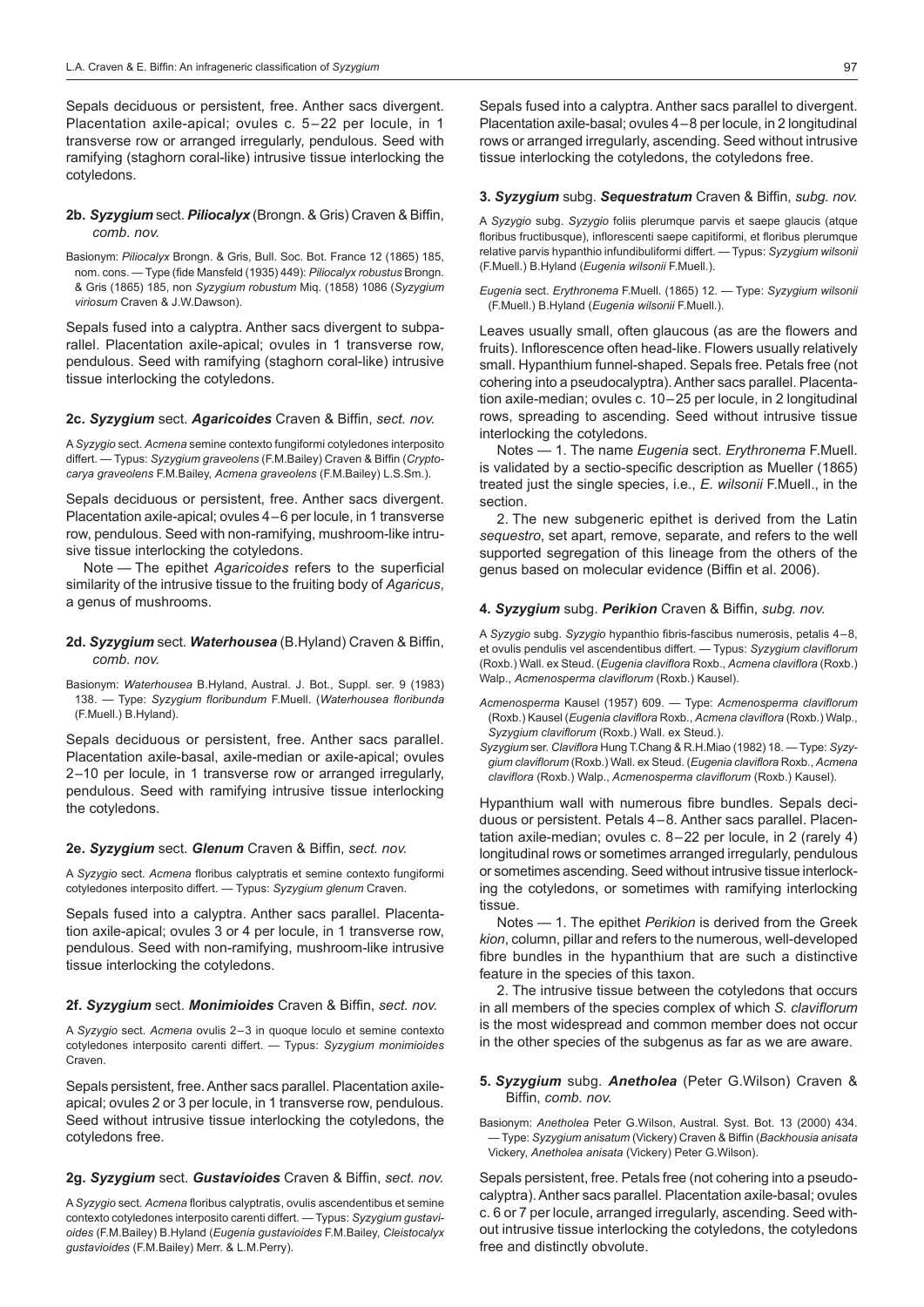Sepals deciduous or persistent, free. Anther sacs divergent. Placentation axile-apical; ovules c. 5–22 per locule, in 1 transverse row or arranged irregularly, pendulous. Seed with ramifying (staghorn coral-like) intrusive tissue interlocking the cotyledons.

### 2b. *Syzygium* sect. *Piliocalyx* (Brongn. & Gris) Craven & Biffin, *comb. nov.*

Basionym: *Piliocalyx* Brongn. & Gris, Bull. Soc. Bot. France 12 (1865) 185, nom. cons. — Type (fide Mansfeld (1935) 449): *Piliocalyx robustus* Brongn. & Gris (1865) 185, non *Syzygium robustum* Miq. (1858) 1086 (*Syzygium viriosum* Craven & J.W.Dawson).

Sepals fused into a calyptra. Anther sacs divergent to subparallel. Placentation axile-apical; ovules in 1 transverse row, pendulous. Seed with ramifying (staghorn coral-like) intrusive tissue interlocking the cotyledons.

### 2c. *Syzygium* sect. *Agaricoides* Craven & Biffin, *sect. nov.*

A *Syzygio* sect. *Acmena* semine contexto fungiformi cotyledones interposito differt. — Typus: *Syzygium graveolens* (F.M.Bailey) Craven & Biffin (*Cryptocarya graveolens* F.M.Bailey, *Acmena graveolens* (F.M.Bailey) L.S.Sm.).

Sepals deciduous or persistent, free. Anther sacs divergent. Placentation axile-apical; ovules 4–6 per locule, in 1 transverse row, pendulous. Seed with non-ramifying, mushroom-like intrusive tissue interlocking the cotyledons.

Note — The epithet *Agaricoides* refers to the superficial similarity of the intrusive tissue to the fruiting body of *Agaricus*, a genus of mushrooms.

### 2d. *Syzygium* sect. *Waterhousea* (B.Hyland) Craven & Biffin, *comb. nov.*

Basionym: *Waterhousea* B.Hyland, Austral. J. Bot., Suppl. ser. 9 (1983) 138. — Type: *Syzygium floribundum* F.Muell. (*Waterhousea floribunda* (F.Muell.) B.Hyland).

Sepals deciduous or persistent, free. Anther sacs parallel. Placentation axile-basal, axile-median or axile-apical; ovules 2–10 per locule, in 1 transverse row or arranged irregularly, pendulous. Seed with ramifying intrusive tissue interlocking the cotyledons.

### 2e. *Syzygium* sect. *Glenum* Craven & Biffin, *sect. nov.*

A *Syzygio* sect. *Acmena* floribus calyptratis et semine contexto fungiformi cotyledones interposito differt. — Typus: *Syzygium glenum* Craven.

Sepals fused into a calyptra. Anther sacs parallel. Placentation axile-apical; ovules 3 or 4 per locule, in 1 transverse row, pendulous. Seed with non-ramifying, mushroom-like intrusive tissue interlocking the cotyledons.

### 2f. *Syzygium* sect. *Monimioides* Craven & Biffin, *sect. nov.*

A *Syzygio* sect. *Acmena* ovulis 2–3 in quoque loculo et semine contexto cotyledones interposito carenti differt. — Typus: *Syzygium monimioides* Craven.

Sepals persistent, free. Anther sacs parallel. Placentation axile-apical; ovules 2 or 3 per locule, in 1 transverse row, pendulous. Seed without intrusive tissue interlocking the cotyledons, the cotyledons free.

### 2g. *Syzygium* sect. *Gustavioides* Craven & Biffin, *sect. nov.*

A *Syzygio* sect. *Acmena* floribus calyptratis, ovulis ascendentibus et semine contexto cotyledones interposito carenti differt. — Typus: *Syzygium gustavioides* (F.M.Bailey) B.Hyland (*Eugenia gustavioides* F.M.Bailey, *Cleistocalyx gustavioides* (F.M.Bailey) Merr. & L.M.Perry).

Sepals fused into a calyptra. Anther sacs parallel to divergent. Placentation axile-basal; ovules 4–8 per locule, in 2 longitudinal rows or arranged irregularly, ascending. Seed without intrusive tissue interlocking the cotyledons, the cotyledons free.

### 3. *Syzygium* subg. *Sequestratum* Craven & Biffin, *subg. nov.*

A *Syzygio* subg. *Syzygio* foliis plerumque parvis et saepe glaucis (atque floribus fructibusque), inflorescenti saepe capitiformi, et floribus plerumque relative parvis hypanthio infundibuliformi differt. — Typus: *Syzygium wilsonii* (F.Muell.) B.Hyland (*Eugenia wilsonii* F.Muell.).

*Eugenia* sect. *Erythronema* F.Muell. (1865) 12. — Type: *Syzygium wilsonii* (F.Muell.) B.Hyland (*Eugenia wilsonii* F.Muell.).

Leaves usually small, often glaucous (as are the flowers and fruits). Inflorescence often head-like. Flowers usually relatively small. Hypanthium funnel-shaped. Sepals free. Petals free (not cohering into a pseudocalyptra). Anther sacs parallel. Placentation axile-median; ovules c. 10–25 per locule, in 2 longitudinal rows, spreading to ascending. Seed without intrusive tissue interlocking the cotyledons.

Notes — 1. The name *Eugenia* sect. *Erythronema* F.Muell. is validated by a sectio-specific description as Mueller (1865) treated just the single species, i.e., *E. wilsonii* F.Muell., in the section.

2. The new subgeneric epithet is derived from the Latin *sequestro*, set apart, remove, separate, and refers to the well supported segregation of this lineage from the others of the genus based on molecular evidence (Biffin et al. 2006).

### 4. *Syzygium* subg. *Perikion* Craven & Biffin, *subg. nov.*

A *Syzygio* subg. *Syzygio* hypanthio fibris-fascibus numerosis, petalis 4–8, et ovulis pendulis vel ascendentibus differt. — Typus: *Syzygium claviflorum* (Roxb.) Wall. ex Steud. (*Eugenia claviflora* Roxb., *Acmena claviflora* (Roxb.) Walp., *Acmenosperma claviflorum* (Roxb.) Kausel).

*Acmenosperma* Kausel (1957) 609. — Type: *Acmenosperma claviflorum* (Roxb.) Kausel (*Eugenia claviflora* Roxb., *Acmena claviflora* (Roxb.) Walp., *Syzygium claviflorum* (Roxb.) Wall. ex Steud.).

*Syzygium* ser. *Claviflora* Hung T.Chang & R.H.Miao (1982) 18. — Type: *Syzygium claviflorum* (Roxb.) Wall. ex Steud. (*Eugenia claviflora* Roxb., *Acmena claviflora* (Roxb.) Walp., *Acmenosperma claviflorum* (Roxb.) Kausel).

Hypanthium wall with numerous fibre bundles. Sepals deciduous or persistent. Petals 4–8. Anther sacs parallel. Placentation axile-median; ovules c. 8–22 per locule, in 2 (rarely 4) longitudinal rows or sometimes arranged irregularly, pendulous or sometimes ascending. Seed without intrusive tissue interlocking the cotyledons, or sometimes with ramifying interlocking tissue.

Notes — 1. The epithet *Perikion* is derived from the Greek *kion*, column, pillar and refers to the numerous, well-developed fibre bundles in the hypanthium that are such a distinctive feature in the species of this taxon.

2. The intrusive tissue between the cotyledons that occurs in all members of the species complex of which *S. claviflorum* is the most widespread and common member does not occur in the other species of the subgenus as far as we are aware.

### 5. *Syzygium* subg. *Anetholea* (Peter G.Wilson) Craven & Biffin, *comb. nov.*

Basionym: *Anetholea* Peter G.Wilson, Austral. Syst. Bot. 13 (2000) 434. — Type: *Syzygium anisatum* (Vickery) Craven & Biffin (*Backhousia anisata* Vickery, *Anetholea anisata* (Vickery) Peter G.Wilson).

Sepals persistent, free. Petals free (not cohering into a pseudocalyptra). Anther sacs parallel. Placentation axile-basal; ovules c. 6 or 7 per locule, arranged irregularly, ascending. Seed without intrusive tissue interlocking the cotyledons, the cotyledons free and distinctly obvolute.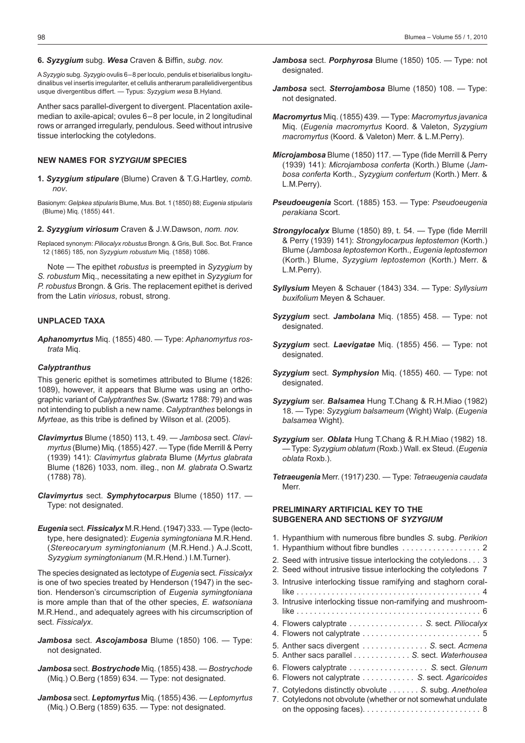**6. *Syzygium* subg. *Wesa*** Craven & Biffin, *subg. nov.*

A *Syzygio* subg. *Syzygio* ovulis 6–8 per loculo, pendulis et biserialibus longitudinalibus vel insertis irregulariter, et cellulis antherarum parallelidivergentibus usque divergentibus differt. — Typus: *Syzygium wesa* B.Hyland.

Anther sacs parallel-divergent to divergent. Placentation axile-median to axile-apical; ovules 6–8 per locule, in 2 longitudinal rows or arranged irregularly, pendulous. Seed without intrusive tissue interlocking the cotyledons.

## NEW NAMES FOR *SYZYGIUM* SPECIES

**1. *Syzygium stipulare*** (Blume) Craven & T.G.Hartley, *comb. nov*.

Basionym: *Gelpkea stipularis* Blume, Mus. Bot. 1 (1850) 88; *Eugenia stipularis* (Blume) Miq. (1855) 441.

**2. *Syzygium viriosum*** Craven & J.W.Dawson, *nom. nov.*

Replaced synonym: *Piliocalyx robustus* Brongn. & Gris, Bull. Soc. Bot. France 12 (1865) 185, non *Syzygium robustum* Miq. (1858) 1086.

Note — The epithet *robustus* is preempted in *Syzygium* by *S. robustum* Miq., necessitating a new epithet in *Syzygium* for *P. robustus* Brongn. & Gris. The replacement epithet is derived from the Latin *viriosus*, robust, strong.

## UNPLACED TAXA

***Aphanomyrtus*** Miq. (1855) 480. — Type: *Aphanomyrtus rostrata* Miq.

***Calyptranthus***

This generic epithet is sometimes attributed to Blume (1826: 1089), however, it appears that Blume was using an orthographic variant of *Calyptranthes* Sw. (Swartz 1788: 79) and was not intending to publish a new name. *Calyptranthes* belongs in *Myrteae*, as this tribe is defined by Wilson et al. (2005).

***Clavimyrtus*** Blume (1850) 113, t. 49. — *Jambosa* sect. *Clavimyrtus* (Blume) Miq. (1855) 427. — Type (fide Merrill & Perry (1939) 141): *Clavimyrtus glabrata* Blume (*Myrtus glabrata* Blume (1826) 1033, nom. illeg., non *M. glabrata* O.Swartz (1788) 78).

***Clavimyrtus*** sect. ***Symphytocarpus*** Blume (1850) 117. — Type: not designated.

***Eugenia*** sect. ***Fissicalyx*** M.R.Hend. (1947) 333. — Type (lectotype, here designated): *Eugenia symingtoniana* M.R.Hend. (*Stereocaryum symingtonianum* (M.R.Hend.) A.J.Scott, *Syzygium symingtonianum* (M.R.Hend.) I.M.Turner).

The species designated as lectotype of *Eugenia* sect. *Fissicalyx* is one of two species treated by Henderson (1947) in the section. Henderson's circumscription of *Eugenia symingtoniana* is more ample than that of the other species, *E. watsoniana* M.R.Hend., and adequately agrees with his circumscription of sect. *Fissicalyx*.

***Jambosa*** sect. ***Ascojambosa*** Blume (1850) 106. — Type: not designated.

***Jambosa*** sect. ***Bostrychode*** Miq. (1855) 438. — *Bostrychode* (Miq.) O.Berg (1859) 634. — Type: not designated.

***Jambosa*** sect. ***Leptomyrtus*** Miq. (1855) 436. — *Leptomyrtus* (Miq.) O.Berg (1859) 635. — Type: not designated.

***Jambosa*** sect. ***Porphyrosa*** Blume (1850) 105. — Type: not designated.

***Jambosa*** sect. ***Sterrojambosa*** Blume (1850) 108. — Type: not designated.

***Macromyrtus*** Miq. (1855) 439. — Type: *Macromyrtus javanica* Miq. (*Eugenia macromyrtus* Koord. & Valeton, *Syzygium macromyrtus* (Koord. & Valeton) Merr. & L.M.Perry).

***Microjambosa*** Blume (1850) 117. — Type (fide Merrill & Perry (1939) 141): *Microjambosa conferta* (Korth.) Blume (*Jambosa conferta* Korth., *Syzygium confertum* (Korth.) Merr. & L.M.Perry).

***Pseudoeugenia*** Scort. (1885) 153. — Type: *Pseudoeugenia perakiana* Scort.

***Strongylocalyx*** Blume (1850) 89, t. 54. — Type (fide Merrill & Perry (1939) 141): *Strongylocarpus leptostemon* (Korth.) Blume (*Jambosa leptostemon* Korth., *Eugenia leptostemon* (Korth.) Blume, *Syzygium leptostemon* (Korth.) Merr. & L.M.Perry).

***Syllysium*** Meyen & Schauer (1843) 334. — Type: *Syllysium buxifolium* Meyen & Schauer.

***Syzygium*** sect. ***Jambolana*** Miq. (1855) 458. — Type: not designated.

***Syzygium*** sect. ***Laevigatae*** Miq. (1855) 456. — Type: not designated.

***Syzygium*** sect. ***Symphysion*** Miq. (1855) 460. — Type: not designated.

***Syzygium*** ser. ***Balsamea*** Hung T.Chang & R.H.Miao (1982) 18. — Type: *Syzygium balsameum* (Wight) Walp. (*Eugenia balsamea* Wight).

***Syzygium*** ser. ***Oblata*** Hung T.Chang & R.H.Miao (1982) 18. — Type: *Syzygium oblatum* (Roxb.) Wall. ex Steud. (*Eugenia oblata* Roxb.).

***Tetraeugenia*** Merr. (1917) 230. — Type: *Tetraeugenia caudata* Merr.

## PRELIMINARY ARTIFICIAL KEY TO THE SUBGENERA AND SECTIONS OF *SYZYGIUM*

1. Hypanthium with numerous fibre bundles . . . *S.* subg. *Perikion*
1. Hypanthium without fibre bundles . . . 2

2. Seed with intrusive tissue interlocking the cotyledons . . . 3
2. Seed without intrusive tissue interlocking the cotyledons . . . 7

3. Intrusive interlocking tissue ramifying and staghorn coral-like . . . 4
3. Intrusive interlocking tissue non-ramifying and mushroom-like . . . 6

4. Flowers calyptrate . . . *S.* sect. *Piliocalyx*
4. Flowers not calyptrate . . . 5

5. Anther sacs divergent . . . *S.* sect. *Acmena*
5. Anther sacs parallel . . . *S.* sect. *Waterhousea*

6. Flowers calyptrate . . . *S.* sect. *Glenum*
6. Flowers not calyptrate . . . *S.* sect. *Agaricoides*

7. Cotyledons distinctly obvolute . . . *S.* subg. *Anetholea*
7. Cotyledons not obvolute (whether or not somewhat undulate on the opposing faces) . . . 8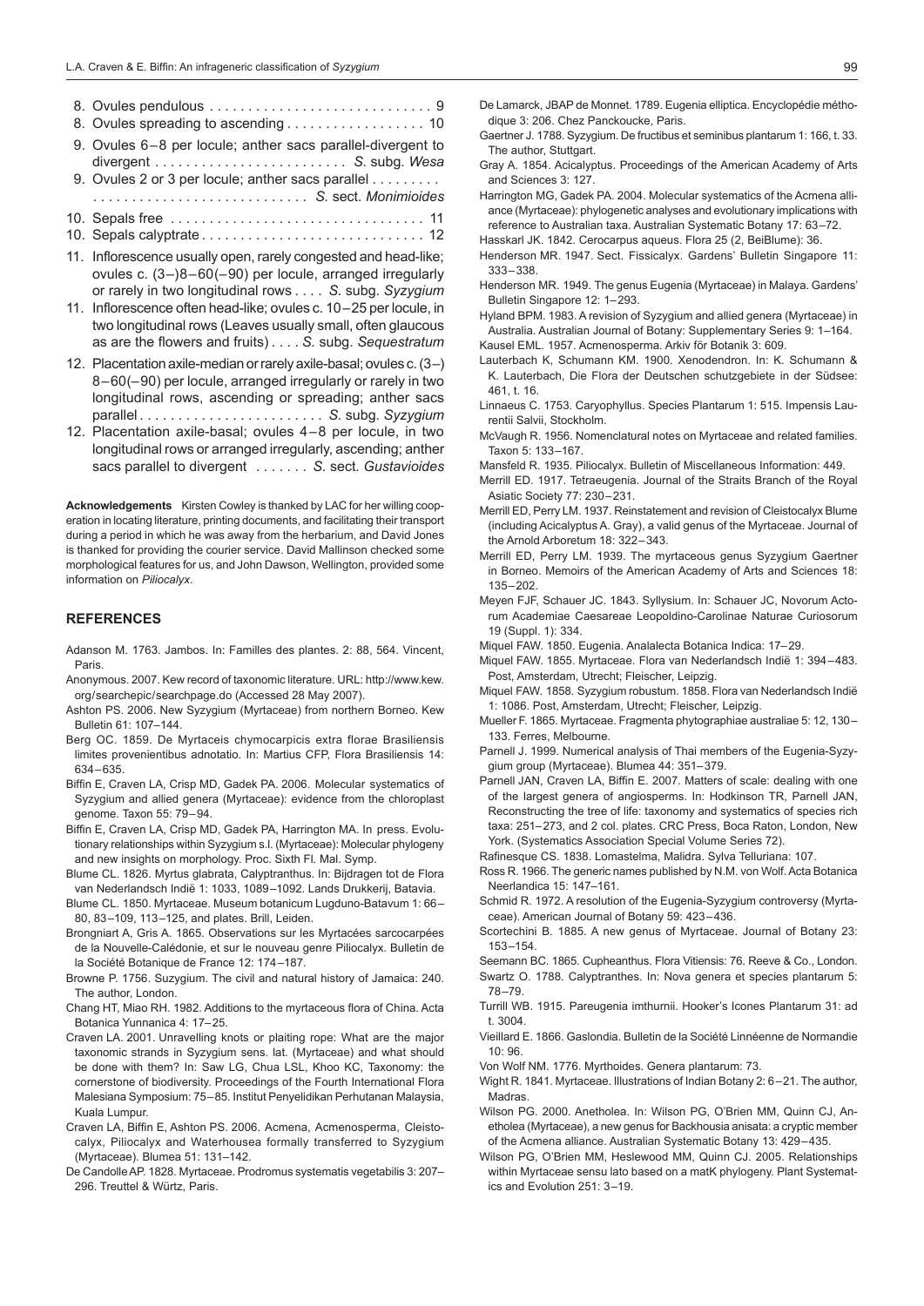8. Ovules pendulous . . . . . . . . . . . . . . . . . . . . . . . . . . . . . 9
8. Ovules spreading to ascending . . . . . . . . . . . . . . . . . . 10
9. Ovules 6–8 per locule; anther sacs parallel-divergent to divergent . . . . . . . . . . . . . . . . . . . . . . . . . *S.* subg. *Wesa*
9. Ovules 2 or 3 per locule; anther sacs parallel . . . . . . . . . . . . . . . . . . . . . . . . . . . . . . . . . . . . *S.* sect. *Monimioides*
10. Sepals free . . . . . . . . . . . . . . . . . . . . . . . . . . . . . . . . . 11
10. Sepals calyptrate . . . . . . . . . . . . . . . . . . . . . . . . . . . . . 12
11. Inflorescence usually open, rarely congested and head-like; ovules c. (3–)8–60(–90) per locule, arranged irregularly or rarely in two longitudinal rows . . . . *S.* subg. *Syzygium*
11. Inflorescence often head-like; ovules c. 10–25 per locule, in two longitudinal rows (Leaves usually small, often glaucous as are the flowers and fruits) . . . . *S.* subg. *Sequestratum*
12. Placentation axile-median or rarely axile-basal; ovules c. (3–) 8–60(–90) per locule, arranged irregularly or rarely in two longitudinal rows, ascending or spreading; anther sacs parallel . . . . . . . . . . . . . . . . . . . . . . . . *S.* subg. *Syzygium*
12. Placentation axile-basal; ovules 4–8 per locule, in two longitudinal rows or arranged irregularly, ascending; anther sacs parallel to divergent . . . . . . . *S.* sect. *Gustavioides*

**Acknowledgements** Kirsten Cowley is thanked by LAC for her willing cooperation in locating literature, printing documents, and facilitating their transport during a period in which he was away from the herbarium, and David Jones is thanked for providing the courier service. David Mallinson checked some morphological features for us, and John Dawson, Wellington, provided some information on *Piliocalyx*.

## REFERENCES

Adanson M. 1763. Jambos. In: Familles des plantes. 2: 88, 564. Vincent, Paris.

Anonymous. 2007. Kew record of taxonomic literature. URL: http://www.kew.org/searchepic/searchpage.do (Accessed 28 May 2007).

Ashton PS. 2006. New Syzygium (Myrtaceae) from northern Borneo. Kew Bulletin 61: 107–144.

Berg OC. 1859. De Myrtaceis chymocarpicis extra florae Brasiliensis limites provenientibus adnotatio. In: Martius CFP, Flora Brasiliensis 14: 634–635.

Biffin E, Craven LA, Crisp MD, Gadek PA. 2006. Molecular systematics of Syzygium and allied genera (Myrtaceae): evidence from the chloroplast genome. Taxon 55: 79–94.

Biffin E, Craven LA, Crisp MD, Gadek PA, Harrington MA. In press. Evolutionary relationships within Syzygium s.l. (Myrtaceae): Molecular phylogeny and new insights on morphology. Proc. Sixth Fl. Mal. Symp.

Blume CL. 1826. Myrtus glabrata, Calyptranthus. In: Bijdragen tot de Flora van Nederlandsch Indië 1: 1033, 1089–1092. Lands Drukkerij, Batavia.

Blume CL. 1850. Myrtaceae. Museum botanicum Lugduno-Batavum 1: 66–80, 83–109, 113–125, and plates. Brill, Leiden.

Brongniart A, Gris A. 1865. Observations sur les Myrtacées sarcocarpées de la Nouvelle-Calédonie, et sur le nouveau genre Piliocalyx. Bulletin de la Société Botanique de France 12: 174–187.

Browne P. 1756. Suzygium. The civil and natural history of Jamaica: 240. The author, London.

Chang HT, Miao RH. 1982. Additions to the myrtaceous flora of China. Acta Botanica Yunnanica 4: 17–25.

Craven LA. 2001. Unravelling knots or plaiting rope: What are the major taxonomic strands in Syzygium sens. lat. (Myrtaceae) and what should be done with them? In: Saw LG, Chua LSL, Khoo KC, Taxonomy: the cornerstone of biodiversity. Proceedings of the Fourth International Flora Malesiana Symposium: 75–85. Institut Penyelidikan Perhutanan Malaysia, Kuala Lumpur.

Craven LA, Biffin E, Ashton PS. 2006. Acmena, Acmenosperma, Cleistocalyx, Piliocalyx and Waterhousea formally transferred to Syzygium (Myrtaceae). Blumea 51: 131–142.

De Candolle AP. 1828. Myrtaceae. Prodromus systematis vegetabilis 3: 207–296. Treuttel & Würtz, Paris.

De Lamarck, JBAP de Monnet. 1789. Eugenia elliptica. Encyclopédie méthodique 3: 206. Chez Panckoucke, Paris.

Gaertner J. 1788. Syzygium. De fructibus et seminibus plantarum 1: 166, t. 33. The author, Stuttgart.

Gray A. 1854. Acicalyptus. Proceedings of the American Academy of Arts and Sciences 3: 127.

Harrington MG, Gadek PA. 2004. Molecular systematics of the Acmena alliance (Myrtaceae): phylogenetic analyses and evolutionary implications with reference to Australian taxa. Australian Systematic Botany 17: 63–72.

Hasskarl JK. 1842. Cerocarpus aqueus. Flora 25 (2, BeiBlume): 36.

Henderson MR. 1947. Sect. Fissicalyx. Gardens' Bulletin Singapore 11: 333–338.

Henderson MR. 1949. The genus Eugenia (Myrtaceae) in Malaya. Gardens' Bulletin Singapore 12: 1–293.

Hyland BPM. 1983. A revision of Syzygium and allied genera (Myrtaceae) in Australia. Australian Journal of Botany: Supplementary Series 9: 1–164.

Kausel EML. 1957. Acmenosperma. Arkiv för Botanik 3: 609.

Lauterbach K, Schumann KM. 1900. Xenodendron. In: K. Schumann & K. Lauterbach, Die Flora der Deutschen schutzgebiete in der Südsee: 461, t. 16.

Linnaeus C. 1753. Caryophyllus. Species Plantarum 1: 515. Impensis Laurentii Salvii, Stockholm.

McVaugh R. 1956. Nomenclatural notes on Myrtaceae and related families. Taxon 5: 133–167.

Mansfeld R. 1935. Piliocalyx. Bulletin of Miscellaneous Information: 449.

Merrill ED. 1917. Tetraeugenia. Journal of the Straits Branch of the Royal Asiatic Society 77: 230–231.

Merrill ED, Perry LM. 1937. Reinstatement and revision of Cleistocalyx Blume (including Acicalyptus A. Gray), a valid genus of the Myrtaceae. Journal of the Arnold Arboretum 18: 322–343.

Merrill ED, Perry LM. 1939. The myrtaceous genus Syzygium Gaertner in Borneo. Memoirs of the American Academy of Arts and Sciences 18: 135–202.

Meyen FJF, Schauer JC. 1843. Syllysium. In: Schauer JC, Novorum Actorum Academiae Caesareae Leopoldino-Carolinae Naturae Curiosorum 19 (Suppl. 1): 334.

Miquel FAW. 1850. Eugenia. Analalecta Botanica Indica: 17–29.

Miquel FAW. 1855. Myrtaceae. Flora van Nederlandsch Indië 1: 394–483. Post, Amsterdam, Utrecht; Fleischer, Leipzig.

Miquel FAW. 1858. Syzygium robustum. 1858. Flora van Nederlandsch Indië 1: 1086. Post, Amsterdam, Utrecht; Fleischer, Leipzig.

Mueller F. 1865. Myrtaceae. Fragmenta phytographiae australiae 5: 12, 130–133. Ferres, Melbourne.

Parnell J. 1999. Numerical analysis of Thai members of the Eugenia-Syzygium group (Myrtaceae). Blumea 44: 351–379.

Parnell JAN, Craven LA, Biffin E. 2007. Matters of scale: dealing with one of the largest genera of angiosperms. In: Hodkinson TR, Parnell JAN, Reconstructing the tree of life: taxonomy and systematics of species rich taxa: 251–273, and 2 col. plates. CRC Press, Boca Raton, London, New York. (Systematics Association Special Volume Series 72).

Rafinesque CS. 1838. Lomastelma, Malidra. Sylva Telluriana: 107.

Ross R. 1966. The generic names published by N.M. von Wolf. Acta Botanica Neerlandica 15: 147–161.

Schmid R. 1972. A resolution of the Eugenia-Syzygium controversy (Myrtaceae). American Journal of Botany 59: 423–436.

Scortechini B. 1885. A new genus of Myrtaceae. Journal of Botany 23: 153–154.

Seemann BC. 1865. Cupheanthus. Flora Vitiensis: 76. Reeve & Co., London.

Swartz O. 1788. Calyptranthes. In: Nova genera et species plantarum 5: 78–79.

Turrill WB. 1915. Pareugenia imthurnii. Hooker's Icones Plantarum 31: ad t. 3004.

Vieillard E. 1866. Gaslondia. Bulletin de la Société Linnéenne de Normandie 10: 96.

Von Wolf NM. 1776. Myrthoides. Genera plantarum: 73.

Wight R. 1841. Myrtaceae. Illustrations of Indian Botany 2: 6–21. The author, Madras.

Wilson PG. 2000. Anetholea. In: Wilson PG, O'Brien MM, Quinn CJ, Anetholea (Myrtaceae), a new genus for Backhousia anisata: a cryptic member of the Acmena alliance. Australian Systematic Botany 13: 429–435.

Wilson PG, O'Brien MM, Heslewood MM, Quinn CJ. 2005. Relationships within Myrtaceae sensu lato based on a matK phylogeny. Plant Systematics and Evolution 251: 3–19.